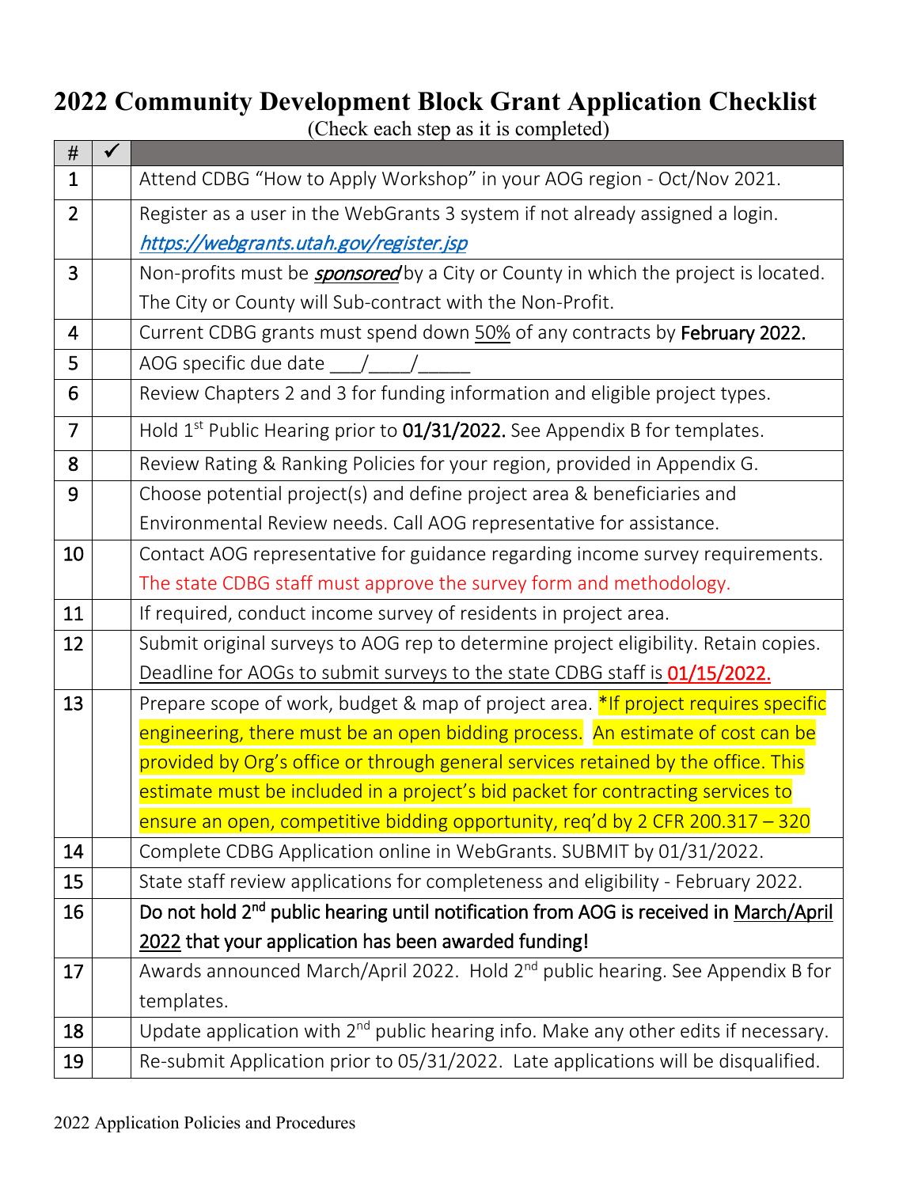# 2022 Community Development Block Grant Application Checklist

(Check each step as it is completed)

| # | ✓ | |
|---|---|---|
| 1 | | Attend CDBG "How to Apply Workshop" in your AOG region - Oct/Nov 2021. |
| 2 | | Register as a user in the WebGrants 3 system if not already assigned a login. *https://webgrants.utah.gov/register.jsp* |
| 3 | | Non-profits must be ***sponsored*** by a City or County in which the project is located. The City or County will Sub-contract with the Non-Profit. |
| 4 | | Current CDBG grants must spend down 50% of any contracts by **February 2022.** |
| 5 | | AOG specific due date ___/____/_____ |
| 6 | | Review Chapters 2 and 3 for funding information and eligible project types. |
| 7 | | Hold 1st Public Hearing prior to **01/31/2022.** See Appendix B for templates. |
| 8 | | Review Rating & Ranking Policies for your region, provided in Appendix G. |
| 9 | | Choose potential project(s) and define project area & beneficiaries and Environmental Review needs. Call AOG representative for assistance. |
| 10 | | Contact AOG representative for guidance regarding income survey requirements. The state CDBG staff must approve the survey form and methodology. |
| 11 | | If required, conduct income survey of residents in project area. |
| 12 | | Submit original surveys to AOG rep to determine project eligibility. Retain copies. Deadline for AOGs to submit surveys to the state CDBG staff is 01/15/2022. |
| 13 | | Prepare scope of work, budget & map of project area. *If project requires specific engineering, there must be an open bidding process. An estimate of cost can be provided by Org's office or through general services retained by the office. This estimate must be included in a project's bid packet for contracting services to ensure an open, competitive bidding opportunity, req'd by 2 CFR 200.317 – 320 |
| 14 | | Complete CDBG Application online in WebGrants. SUBMIT by 01/31/2022. |
| 15 | | State staff review applications for completeness and eligibility - February 2022. |
| 16 | | **Do not hold 2nd public hearing until notification from AOG is received in March/April 2022 that your application has been awarded funding!** |
| 17 | | Awards announced March/April 2022. Hold 2nd public hearing. See Appendix B for templates. |
| 18 | | Update application with 2nd public hearing info. Make any other edits if necessary. |
| 19 | | Re-submit Application prior to 05/31/2022. Late applications will be disqualified. |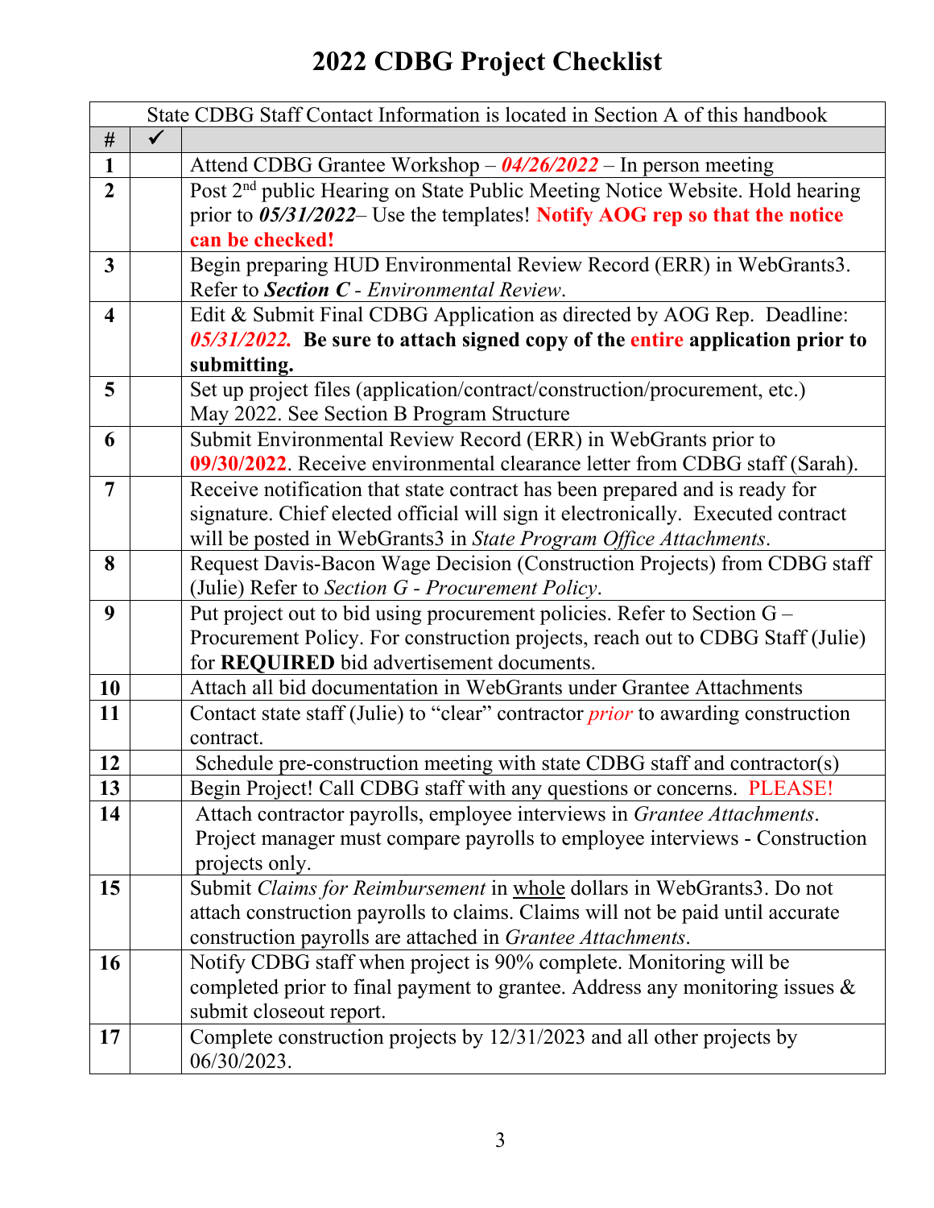# 2022 CDBG Project Checklist

| State CDBG Staff Contact Information is located in Section A of this handbook | | |
|---|---|---|
| **#** | **✓** | |
| **1** | | Attend CDBG Grantee Workshop – ***04/26/2022*** – In person meeting |
| **2** | | Post 2nd public Hearing on State Public Meeting Notice Website. Hold hearing prior to ***05/31/2022***– Use the templates! **Notify AOG rep so that the notice can be checked!** |
| **3** | | Begin preparing HUD Environmental Review Record (ERR) in WebGrants3. Refer to ***Section C*** - *Environmental Review*. |
| **4** | | Edit & Submit Final CDBG Application as directed by AOG Rep. Deadline: ***05/31/2022.*** **Be sure to attach signed copy of the entire application prior to submitting.** |
| **5** | | Set up project files (application/contract/construction/procurement, etc.) May 2022. See Section B Program Structure |
| **6** | | Submit Environmental Review Record (ERR) in WebGrants prior to **09/30/2022**. Receive environmental clearance letter from CDBG staff (Sarah). |
| **7** | | Receive notification that state contract has been prepared and is ready for signature. Chief elected official will sign it electronically. Executed contract will be posted in WebGrants3 in *State Program Office Attachments*. |
| **8** | | Request Davis-Bacon Wage Decision (Construction Projects) from CDBG staff (Julie) Refer to *Section G - Procurement Policy*. |
| **9** | | Put project out to bid using procurement policies. Refer to Section G – Procurement Policy. For construction projects, reach out to CDBG Staff (Julie) for **REQUIRED** bid advertisement documents. |
| **10** | | Attach all bid documentation in WebGrants under Grantee Attachments |
| **11** | | Contact state staff (Julie) to "clear" contractor *prior* to awarding construction contract. |
| **12** | | Schedule pre-construction meeting with state CDBG staff and contractor(s) |
| **13** | | Begin Project! Call CDBG staff with any questions or concerns. PLEASE! |
| **14** | | Attach contractor payrolls, employee interviews in *Grantee Attachments*. Project manager must compare payrolls to employee interviews - Construction projects only. |
| **15** | | Submit *Claims for Reimbursement* in whole dollars in WebGrants3. Do not attach construction payrolls to claims. Claims will not be paid until accurate construction payrolls are attached in *Grantee Attachments*. |
| **16** | | Notify CDBG staff when project is 90% complete. Monitoring will be completed prior to final payment to grantee. Address any monitoring issues & submit closeout report. |
| **17** | | Complete construction projects by 12/31/2023 and all other projects by 06/30/2023. |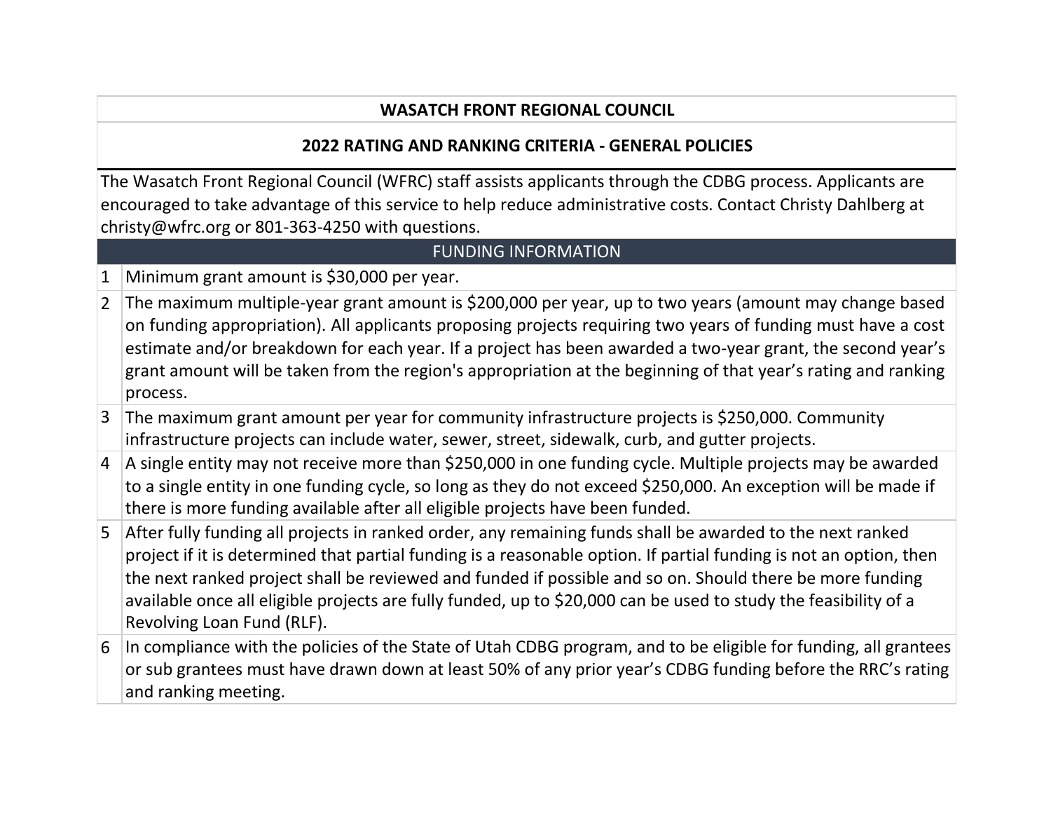## WASATCH FRONT REGIONAL COUNCIL

## 2022 RATING AND RANKING CRITERIA - GENERAL POLICIES

The Wasatch Front Regional Council (WFRC) staff assists applicants through the CDBG process. Applicants are encouraged to take advantage of this service to help reduce administrative costs. Contact Christy Dahlberg at christy@wfrc.org or 801-363-4250 with questions.

| FUNDING INFORMATION | |
|---|---|
| 1 | Minimum grant amount is $30,000 per year. |
| 2 | The maximum multiple-year grant amount is $200,000 per year, up to two years (amount may change based on funding appropriation). All applicants proposing projects requiring two years of funding must have a cost estimate and/or breakdown for each year. If a project has been awarded a two-year grant, the second year's grant amount will be taken from the region's appropriation at the beginning of that year's rating and ranking process. |
| 3 | The maximum grant amount per year for community infrastructure projects is $250,000. Community infrastructure projects can include water, sewer, street, sidewalk, curb, and gutter projects. |
| 4 | A single entity may not receive more than $250,000 in one funding cycle. Multiple projects may be awarded to a single entity in one funding cycle, so long as they do not exceed $250,000. An exception will be made if there is more funding available after all eligible projects have been funded. |
| 5 | After fully funding all projects in ranked order, any remaining funds shall be awarded to the next ranked project if it is determined that partial funding is a reasonable option. If partial funding is not an option, then the next ranked project shall be reviewed and funded if possible and so on. Should there be more funding available once all eligible projects are fully funded, up to $20,000 can be used to study the feasibility of a Revolving Loan Fund (RLF). |
| 6 | In compliance with the policies of the State of Utah CDBG program, and to be eligible for funding, all grantees or sub grantees must have drawn down at least 50% of any prior year's CDBG funding before the RRC's rating and ranking meeting. |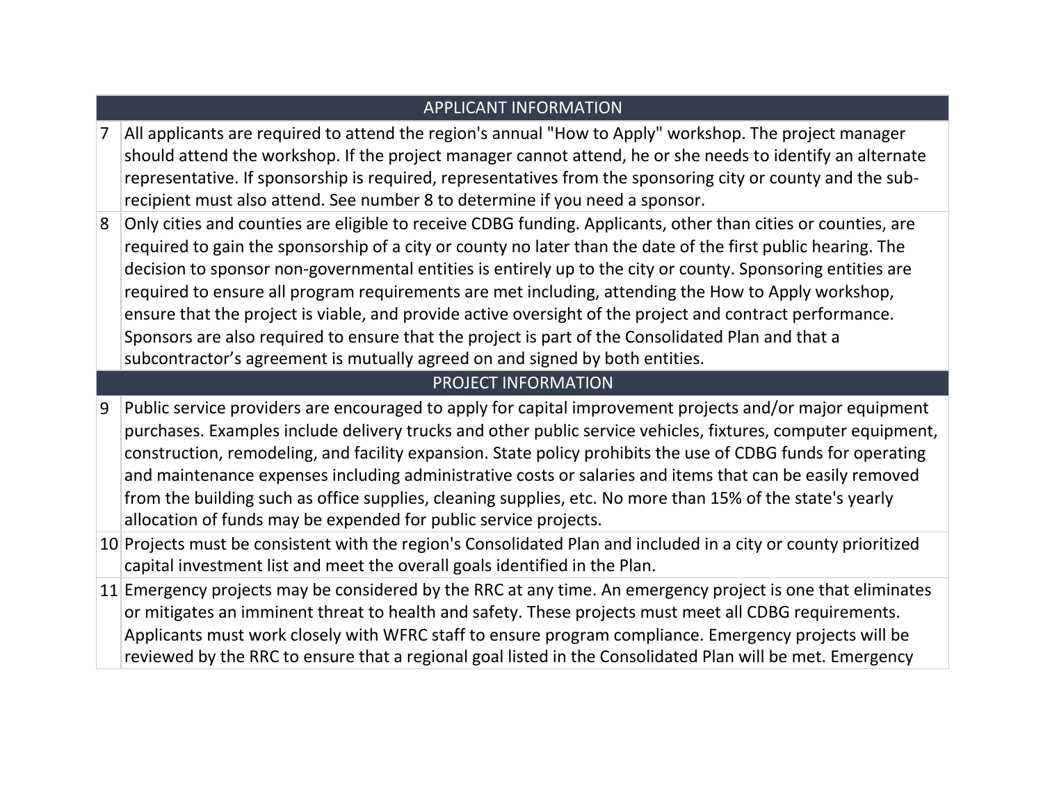| APPLICANT INFORMATION | |
|---|---|
| 7 | All applicants are required to attend the region's annual "How to Apply" workshop. The project manager should attend the workshop. If the project manager cannot attend, he or she needs to identify an alternate representative. If sponsorship is required, representatives from the sponsoring city or county and the sub-recipient must also attend. See number 8 to determine if you need a sponsor. |
| 8 | Only cities and counties are eligible to receive CDBG funding. Applicants, other than cities or counties, are required to gain the sponsorship of a city or county no later than the date of the first public hearing. The decision to sponsor non-governmental entities is entirely up to the city or county. Sponsoring entities are required to ensure all program requirements are met including, attending the How to Apply workshop, ensure that the project is viable, and provide active oversight of the project and contract performance. Sponsors are also required to ensure that the project is part of the Consolidated Plan and that a subcontractor's agreement is mutually agreed on and signed by both entities. |
| **PROJECT INFORMATION** | |
| 9 | Public service providers are encouraged to apply for capital improvement projects and/or major equipment purchases. Examples include delivery trucks and other public service vehicles, fixtures, computer equipment, construction, remodeling, and facility expansion. State policy prohibits the use of CDBG funds for operating and maintenance expenses including administrative costs or salaries and items that can be easily removed from the building such as office supplies, cleaning supplies, etc. No more than 15% of the state's yearly allocation of funds may be expended for public service projects. |
| 10 | Projects must be consistent with the region's Consolidated Plan and included in a city or county prioritized capital investment list and meet the overall goals identified in the Plan. |
| 11 | Emergency projects may be considered by the RRC at any time. An emergency project is one that eliminates or mitigates an imminent threat to health and safety. These projects must meet all CDBG requirements. Applicants must work closely with WFRC staff to ensure program compliance. Emergency projects will be reviewed by the RRC to ensure that a regional goal listed in the Consolidated Plan will be met. Emergency |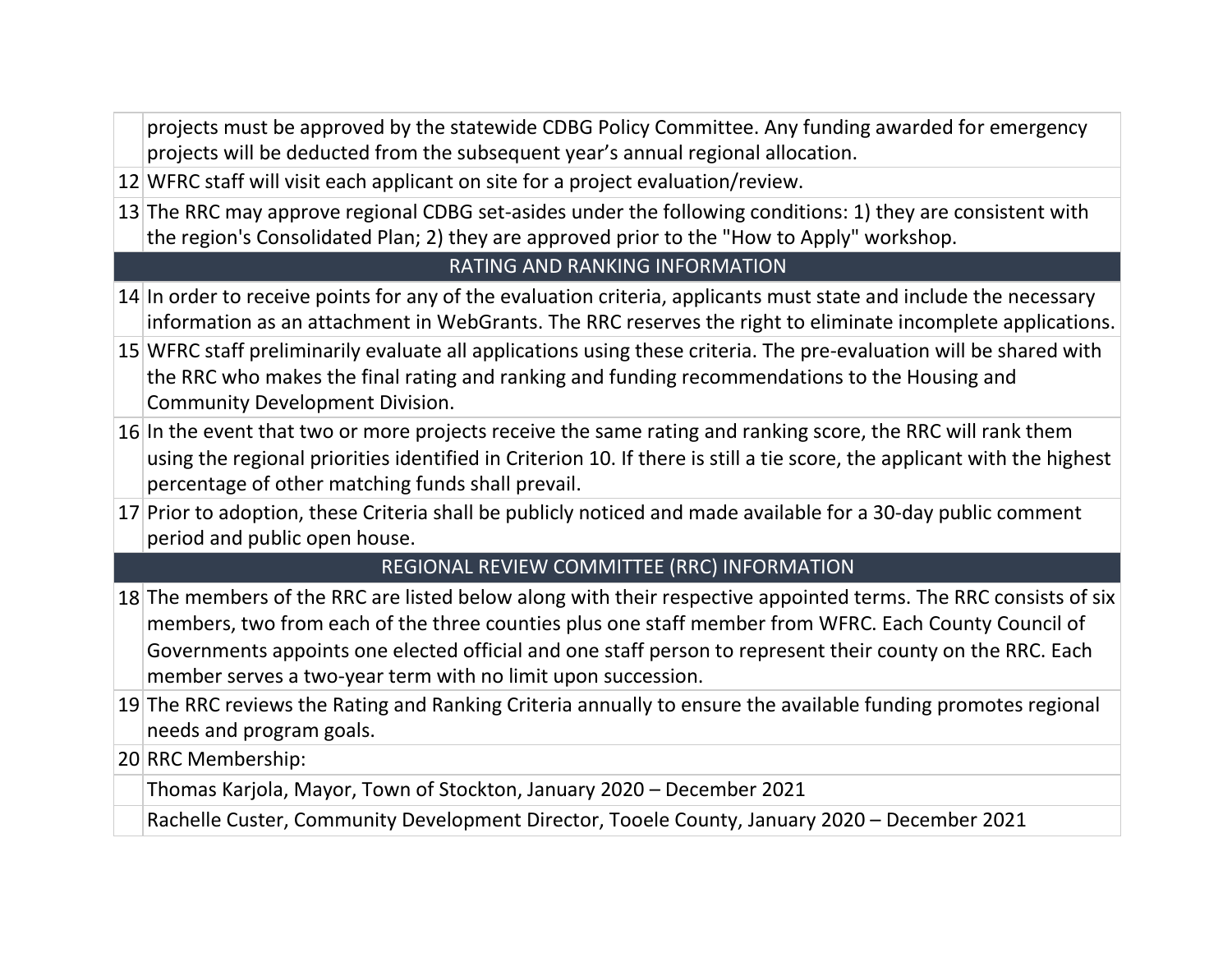| | |
|---|---|
| | projects must be approved by the statewide CDBG Policy Committee. Any funding awarded for emergency projects will be deducted from the subsequent year's annual regional allocation. |
| 12 | WFRC staff will visit each applicant on site for a project evaluation/review. |
| 13 | The RRC may approve regional CDBG set-asides under the following conditions: 1) they are consistent with the region's Consolidated Plan; 2) they are approved prior to the "How to Apply" workshop. |
| | **RATING AND RANKING INFORMATION** |
| 14 | In order to receive points for any of the evaluation criteria, applicants must state and include the necessary information as an attachment in WebGrants. The RRC reserves the right to eliminate incomplete applications. |
| 15 | WFRC staff preliminarily evaluate all applications using these criteria. The pre-evaluation will be shared with the RRC who makes the final rating and ranking and funding recommendations to the Housing and Community Development Division. |
| 16 | In the event that two or more projects receive the same rating and ranking score, the RRC will rank them using the regional priorities identified in Criterion 10. If there is still a tie score, the applicant with the highest percentage of other matching funds shall prevail. |
| 17 | Prior to adoption, these Criteria shall be publicly noticed and made available for a 30-day public comment period and public open house. |
| | **REGIONAL REVIEW COMMITTEE (RRC) INFORMATION** |
| 18 | The members of the RRC are listed below along with their respective appointed terms. The RRC consists of six members, two from each of the three counties plus one staff member from WFRC. Each County Council of Governments appoints one elected official and one staff person to represent their county on the RRC. Each member serves a two-year term with no limit upon succession. |
| 19 | The RRC reviews the Rating and Ranking Criteria annually to ensure the available funding promotes regional needs and program goals. |
| 20 | RRC Membership: |
| | Thomas Karjola, Mayor, Town of Stockton, January 2020 – December 2021 |
| | Rachelle Custer, Community Development Director, Tooele County, January 2020 – December 2021 |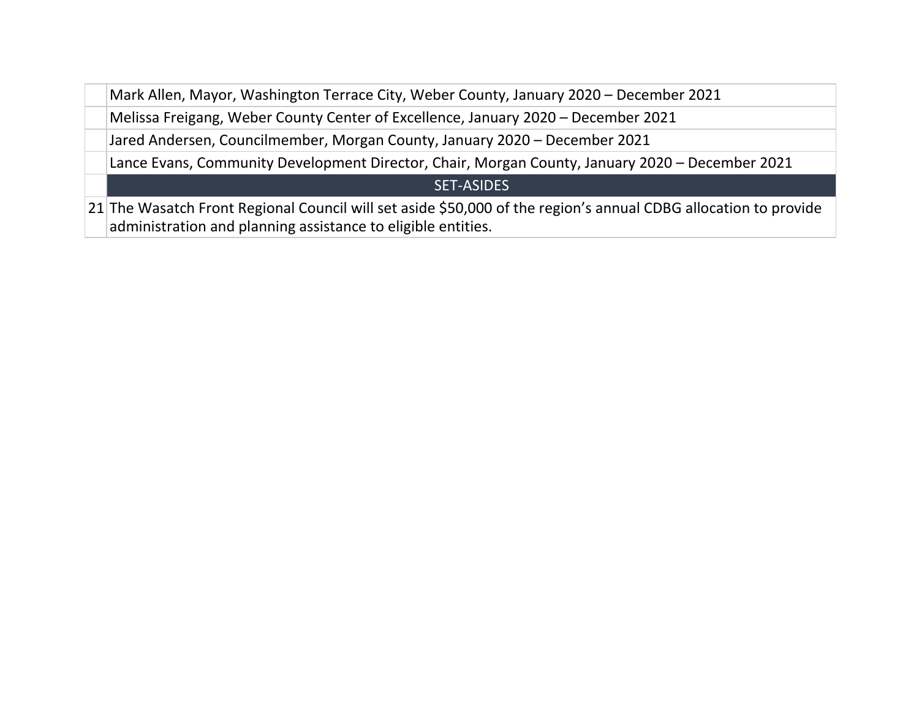| | |
|---|---|
| | Mark Allen, Mayor, Washington Terrace City, Weber County, January 2020 – December 2021 |
| | Melissa Freigang, Weber County Center of Excellence, January 2020 – December 2021 |
| | Jared Andersen, Councilmember, Morgan County, January 2020 – December 2021 |
| | Lance Evans, Community Development Director, Chair, Morgan County, January 2020 – December 2021 |
| | SET-ASIDES |
| 21 | The Wasatch Front Regional Council will set aside $50,000 of the region's annual CDBG allocation to provide administration and planning assistance to eligible entities. |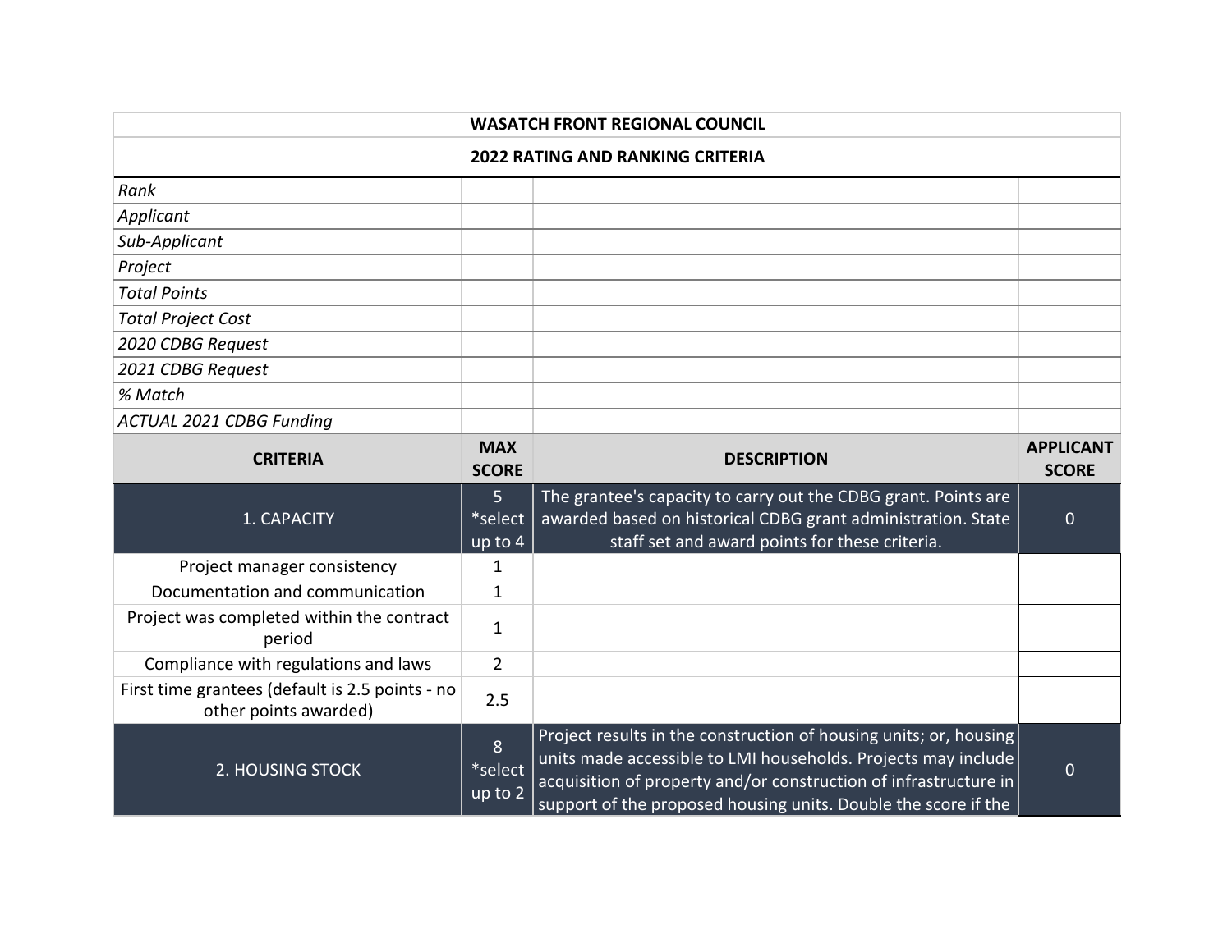| WASATCH FRONT REGIONAL COUNCIL | | | |
|---|---|---|---|
| **2022 RATING AND RANKING CRITERIA** | | | |
| *Rank* | | | |
| *Applicant* | | | |
| *Sub-Applicant* | | | |
| *Project* | | | |
| *Total Points* | | | |
| *Total Project Cost* | | | |
| *2020 CDBG Request* | | | |
| *2021 CDBG Request* | | | |
| *% Match* | | | |
| *ACTUAL 2021 CDBG Funding* | | | |
| **CRITERIA** | **MAX SCORE** | **DESCRIPTION** | **APPLICANT SCORE** |
| 1. CAPACITY | 5 *select up to 4 | The grantee's capacity to carry out the CDBG grant. Points are awarded based on historical CDBG grant administration. State staff set and award points for these criteria. | 0 |
| Project manager consistency | 1 | | |
| Documentation and communication | 1 | | |
| Project was completed within the contract period | 1 | | |
| Compliance with regulations and laws | 2 | | |
| First time grantees (default is 2.5 points - no other points awarded) | 2.5 | | |
| 2. HOUSING STOCK | 8 *select up to 2 | Project results in the construction of housing units; or, housing units made accessible to LMI households. Projects may include acquisition of property and/or construction of infrastructure in support of the proposed housing units. Double the score if the | 0 |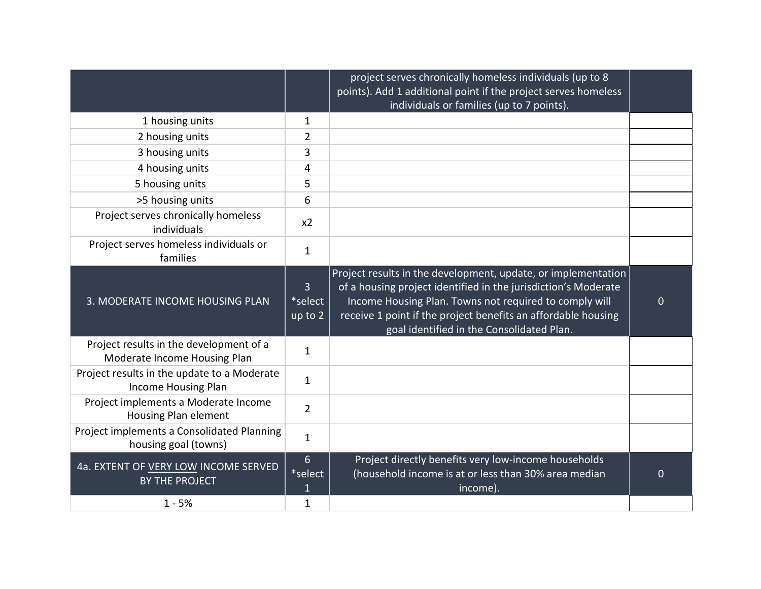| | | | |
|---|---|---|---|
| | | project serves chronically homeless individuals (up to 8 points). Add 1 additional point if the project serves homeless individuals or families (up to 7 points). | |
| 1 housing units | 1 | | |
| 2 housing units | 2 | | |
| 3 housing units | 3 | | |
| 4 housing units | 4 | | |
| 5 housing units | 5 | | |
| >5 housing units | 6 | | |
| Project serves chronically homeless individuals | x2 | | |
| Project serves homeless individuals or families | 1 | | |
| 3. MODERATE INCOME HOUSING PLAN | 3 *select up to 2 | Project results in the development, update, or implementation of a housing project identified in the jurisdiction's Moderate Income Housing Plan. Towns not required to comply will receive 1 point if the project benefits an affordable housing goal identified in the Consolidated Plan. | 0 |
| Project results in the development of a Moderate Income Housing Plan | 1 | | |
| Project results in the update to a Moderate Income Housing Plan | 1 | | |
| Project implements a Moderate Income Housing Plan element | 2 | | |
| Project implements a Consolidated Planning housing goal (towns) | 1 | | |
| 4a. EXTENT OF VERY LOW INCOME SERVED BY THE PROJECT | 6 *select 1 | Project directly benefits very low-income households (household income is at or less than 30% area median income). | 0 |
| 1 - 5% | 1 | | |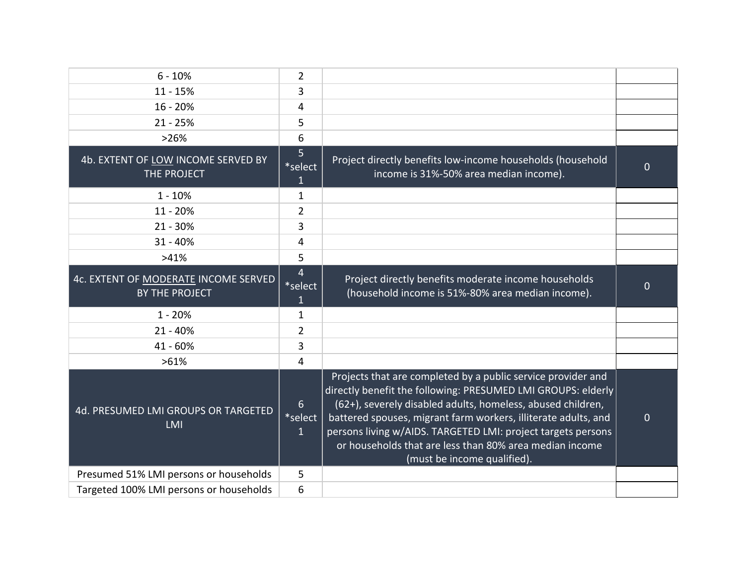| | | | |
|---|---|---|---|
| 6 - 10% | 2 | | |
| 11 - 15% | 3 | | |
| 16 - 20% | 4 | | |
| 21 - 25% | 5 | | |
| >26% | 6 | | |
| 4b. EXTENT OF <u>LOW</u> INCOME SERVED BY THE PROJECT | 5 *select 1 | Project directly benefits low-income households (household income is 31%-50% area median income). | 0 |
| 1 - 10% | 1 | | |
| 11 - 20% | 2 | | |
| 21 - 30% | 3 | | |
| 31 - 40% | 4 | | |
| >41% | 5 | | |
| 4c. EXTENT OF <u>MODERATE</u> INCOME SERVED BY THE PROJECT | 4 *select 1 | Project directly benefits moderate income households (household income is 51%-80% area median income). | 0 |
| 1 - 20% | 1 | | |
| 21 - 40% | 2 | | |
| 41 - 60% | 3 | | |
| >61% | 4 | | |
| 4d. PRESUMED LMI GROUPS OR TARGETED LMI | 6 *select 1 | Projects that are completed by a public service provider and directly benefit the following: PRESUMED LMI GROUPS: elderly (62+), severely disabled adults, homeless, abused children, battered spouses, migrant farm workers, illiterate adults, and persons living w/AIDS. TARGETED LMI: project targets persons or households that are less than 80% area median income (must be income qualified). | 0 |
| Presumed 51% LMI persons or households | 5 | | |
| Targeted 100% LMI persons or households | 6 | | |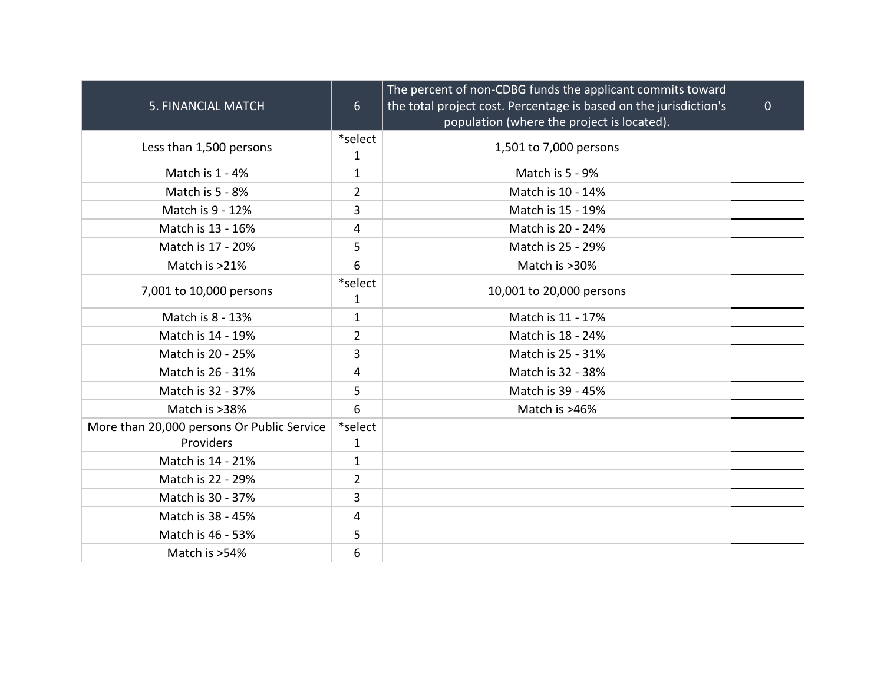| 5. FINANCIAL MATCH | 6 | The percent of non-CDBG funds the applicant commits toward the total project cost. Percentage is based on the jurisdiction's population (where the project is located). | 0 |
| --- | --- | --- | --- |
| Less than 1,500 persons | *select 1 | 1,501 to 7,000 persons | |
| Match is 1 - 4% | 1 | Match is 5 - 9% | |
| Match is 5 - 8% | 2 | Match is 10 - 14% | |
| Match is 9 - 12% | 3 | Match is 15 - 19% | |
| Match is 13 - 16% | 4 | Match is 20 - 24% | |
| Match is 17 - 20% | 5 | Match is 25 - 29% | |
| Match is >21% | 6 | Match is >30% | |
| 7,001 to 10,000 persons | *select 1 | 10,001 to 20,000 persons | |
| Match is 8 - 13% | 1 | Match is 11 - 17% | |
| Match is 14 - 19% | 2 | Match is 18 - 24% | |
| Match is 20 - 25% | 3 | Match is 25 - 31% | |
| Match is 26 - 31% | 4 | Match is 32 - 38% | |
| Match is 32 - 37% | 5 | Match is 39 - 45% | |
| Match is >38% | 6 | Match is >46% | |
| More than 20,000 persons Or Public Service Providers | *select 1 | | |
| Match is 14 - 21% | 1 | | |
| Match is 22 - 29% | 2 | | |
| Match is 30 - 37% | 3 | | |
| Match is 38 - 45% | 4 | | |
| Match is 46 - 53% | 5 | | |
| Match is >54% | 6 | | |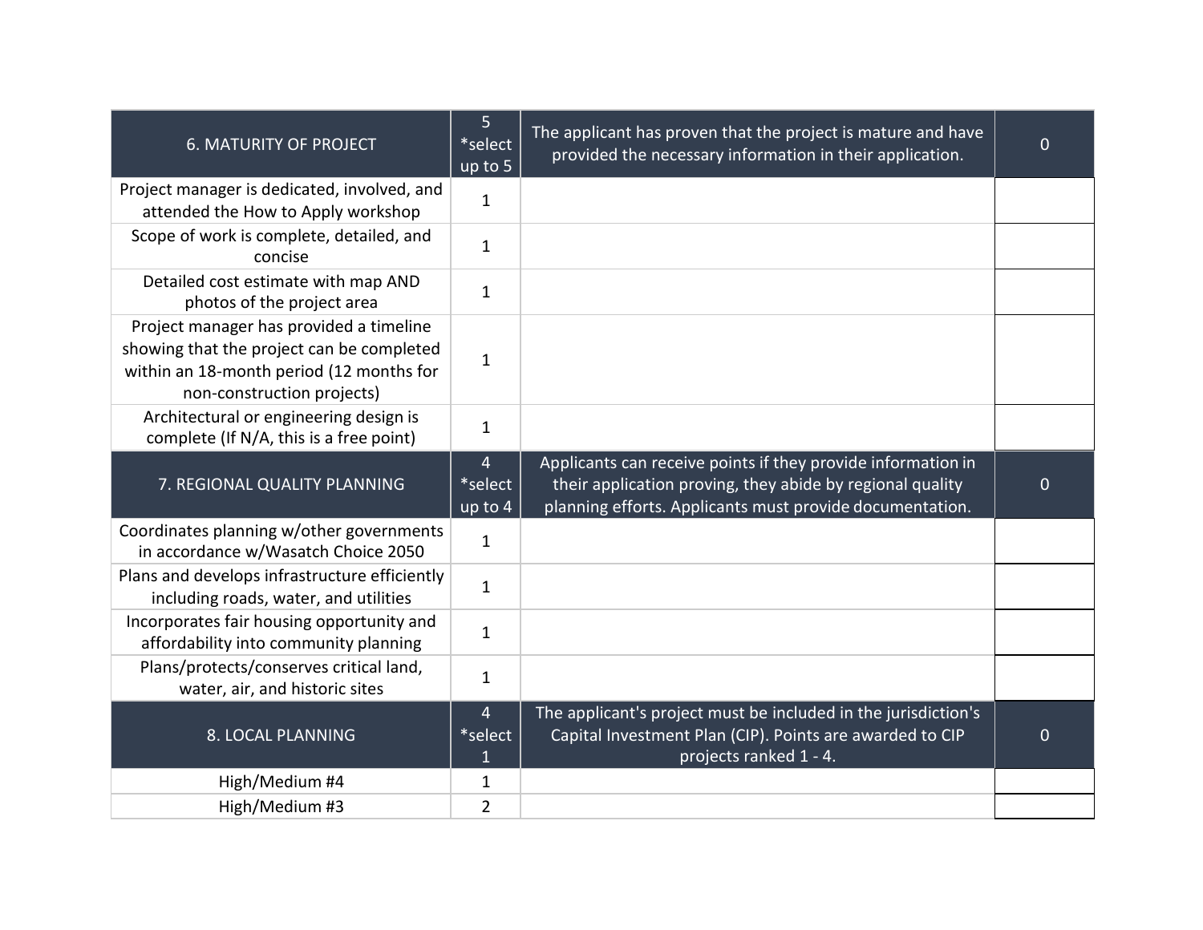| 6. MATURITY OF PROJECT | 5 *select up to 5 | The applicant has proven that the project is mature and have provided the necessary information in their application. | 0 |
|---|---|---|---|
| Project manager is dedicated, involved, and attended the How to Apply workshop | 1 | | |
| Scope of work is complete, detailed, and concise | 1 | | |
| Detailed cost estimate with map AND photos of the project area | 1 | | |
| Project manager has provided a timeline showing that the project can be completed within an 18-month period (12 months for non-construction projects) | 1 | | |
| Architectural or engineering design is complete (If N/A, this is a free point) | 1 | | |
| 7. REGIONAL QUALITY PLANNING | 4 *select up to 4 | Applicants can receive points if they provide information in their application proving, they abide by regional quality planning efforts. Applicants must provide documentation. | 0 |
| Coordinates planning w/other governments in accordance w/Wasatch Choice 2050 | 1 | | |
| Plans and develops infrastructure efficiently including roads, water, and utilities | 1 | | |
| Incorporates fair housing opportunity and affordability into community planning | 1 | | |
| Plans/protects/conserves critical land, water, air, and historic sites | 1 | | |
| 8. LOCAL PLANNING | 4 *select 1 | The applicant's project must be included in the jurisdiction's Capital Investment Plan (CIP). Points are awarded to CIP projects ranked 1 - 4. | 0 |
| High/Medium #4 | 1 | | |
| High/Medium #3 | 2 | | |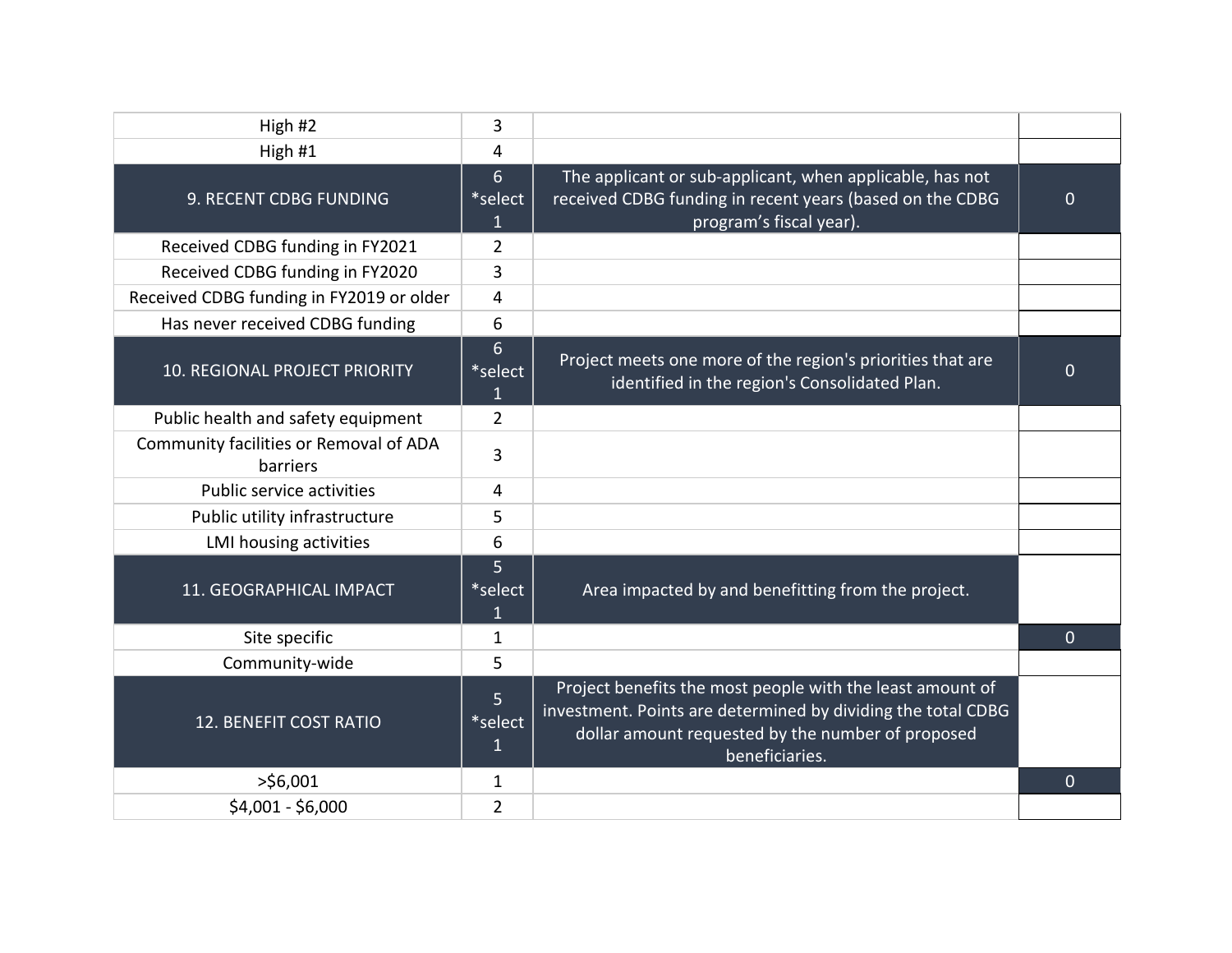| | | | |
|---|---|---|---|
| High #2 | 3 | | |
| High #1 | 4 | | |
| 9. RECENT CDBG FUNDING | 6 *select 1 | The applicant or sub-applicant, when applicable, has not received CDBG funding in recent years (based on the CDBG program's fiscal year). | 0 |
| Received CDBG funding in FY2021 | 2 | | |
| Received CDBG funding in FY2020 | 3 | | |
| Received CDBG funding in FY2019 or older | 4 | | |
| Has never received CDBG funding | 6 | | |
| 10. REGIONAL PROJECT PRIORITY | 6 *select 1 | Project meets one more of the region's priorities that are identified in the region's Consolidated Plan. | 0 |
| Public health and safety equipment | 2 | | |
| Community facilities or Removal of ADA barriers | 3 | | |
| Public service activities | 4 | | |
| Public utility infrastructure | 5 | | |
| LMI housing activities | 6 | | |
| 11. GEOGRAPHICAL IMPACT | 5 *select 1 | Area impacted by and benefitting from the project. | |
| Site specific | 1 | | 0 |
| Community-wide | 5 | | |
| 12. BENEFIT COST RATIO | 5 *select 1 | Project benefits the most people with the least amount of investment. Points are determined by dividing the total CDBG dollar amount requested by the number of proposed beneficiaries. | |
| >$6,001 | 1 | | 0 |
| $4,001 - $6,000 | 2 | | |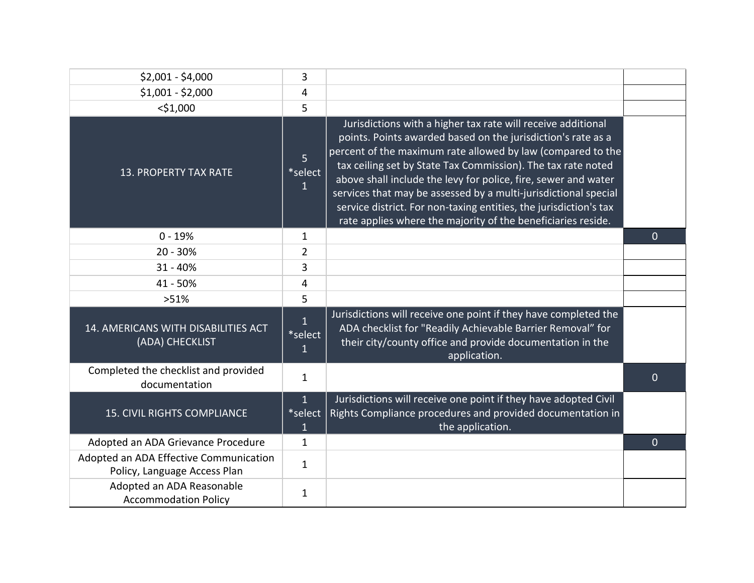| | | | |
|---|---|---|---|
| $2,001 - $4,000 | 3 | | |
| $1,001 - $2,000 | 4 | | |
| <$1,000 | 5 | | |
| 13. PROPERTY TAX RATE | 5 *select 1 | Jurisdictions with a higher tax rate will receive additional points. Points awarded based on the jurisdiction's rate as a percent of the maximum rate allowed by law (compared to the tax ceiling set by State Tax Commission). The tax rate noted above shall include the levy for police, fire, sewer and water services that may be assessed by a multi-jurisdictional special service district. For non-taxing entities, the jurisdiction's tax rate applies where the majority of the beneficiaries reside. | |
| 0 - 19% | 1 | | 0 |
| 20 - 30% | 2 | | |
| 31 - 40% | 3 | | |
| 41 - 50% | 4 | | |
| >51% | 5 | | |
| 14. AMERICANS WITH DISABILITIES ACT (ADA) CHECKLIST | 1 *select 1 | Jurisdictions will receive one point if they have completed the ADA checklist for "Readily Achievable Barrier Removal" for their city/county office and provide documentation in the application. | |
| Completed the checklist and provided documentation | 1 | | 0 |
| 15. CIVIL RIGHTS COMPLIANCE | 1 *select 1 | Jurisdictions will receive one point if they have adopted Civil Rights Compliance procedures and provided documentation in the application. | |
| Adopted an ADA Grievance Procedure | 1 | | 0 |
| Adopted an ADA Effective Communication Policy, Language Access Plan | 1 | | |
| Adopted an ADA Reasonable Accommodation Policy | 1 | | |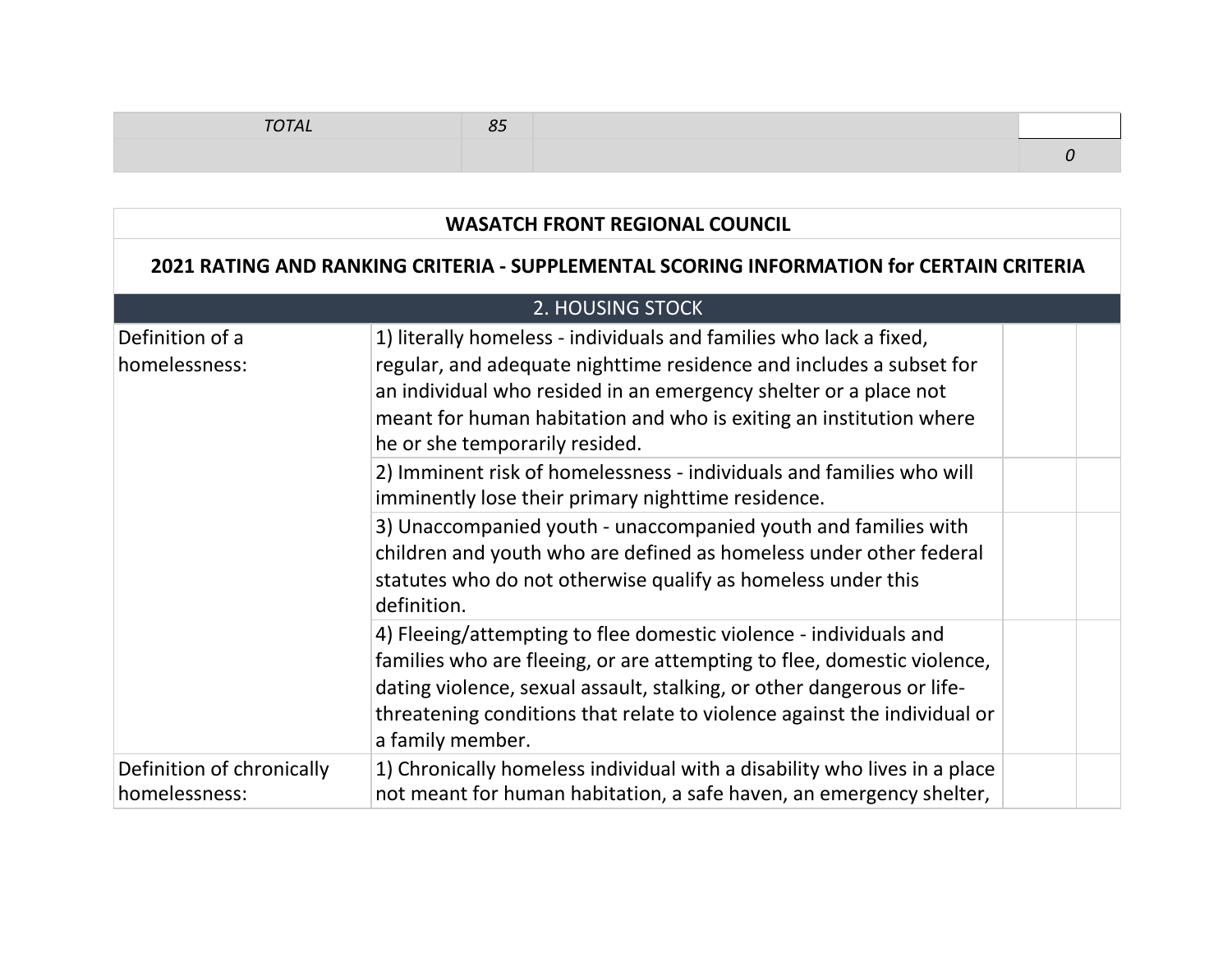| TOTAL | 85 | | |
|---|---|---|---|
| | | | *0* |

| WASATCH FRONT REGIONAL COUNCIL | | | |
|---|---|---|---|
| **2021 RATING AND RANKING CRITERIA - SUPPLEMENTAL SCORING INFORMATION for CERTAIN CRITERIA** | | | |
| 2. HOUSING STOCK | | | |
| Definition of a homelessness: | 1) literally homeless - individuals and families who lack a fixed, regular, and adequate nighttime residence and includes a subset for an individual who resided in an emergency shelter or a place not meant for human habitation and who is exiting an institution where he or she temporarily resided. | | |
| | 2) Imminent risk of homelessness - individuals and families who will imminently lose their primary nighttime residence. | | |
| | 3) Unaccompanied youth - unaccompanied youth and families with children and youth who are defined as homeless under other federal statutes who do not otherwise qualify as homeless under this definition. | | |
| | 4) Fleeing/attempting to flee domestic violence - individuals and families who are fleeing, or are attempting to flee, domestic violence, dating violence, sexual assault, stalking, or other dangerous or life-threatening conditions that relate to violence against the individual or a family member. | | |
| Definition of chronically homelessness: | 1) Chronically homeless individual with a disability who lives in a place not meant for human habitation, a safe haven, an emergency shelter, | | |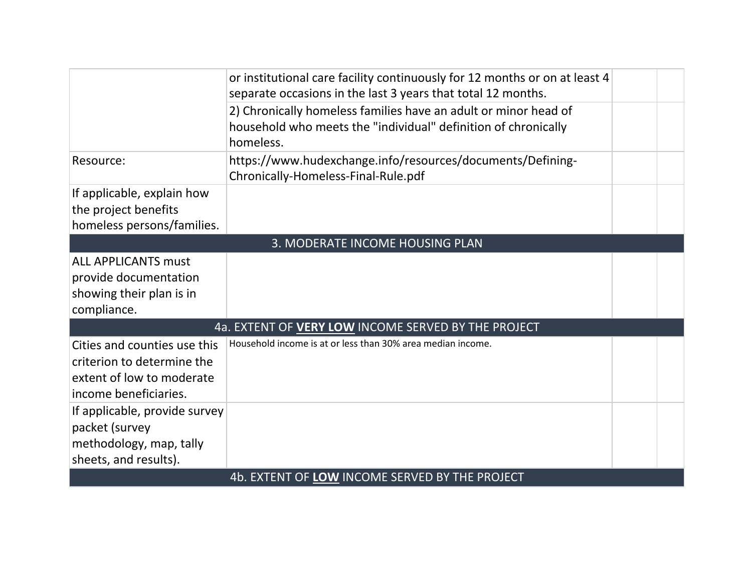| | | | |
|---|---|---|---|
| | or institutional care facility continuously for 12 months or on at least 4 separate occasions in the last 3 years that total 12 months. | | |
| | 2) Chronically homeless families have an adult or minor head of household who meets the "individual" definition of chronically homeless. | | |
| Resource: | https://www.hudexchange.info/resources/documents/Defining-Chronically-Homeless-Final-Rule.pdf | | |
| If applicable, explain how the project benefits homeless persons/families. | | | |
| **3. MODERATE INCOME HOUSING PLAN** | | | |
| ALL APPLICANTS must provide documentation showing their plan is in compliance. | | | |
| **4a. EXTENT OF <u>VERY LOW</u> INCOME SERVED BY THE PROJECT** | | | |
| Cities and counties use this criterion to determine the extent of low to moderate income beneficiaries. | Household income is at or less than 30% area median income. | | |
| If applicable, provide survey packet (survey methodology, map, tally sheets, and results). | | | |
| **4b. EXTENT OF <u>LOW</u> INCOME SERVED BY THE PROJECT** | | | |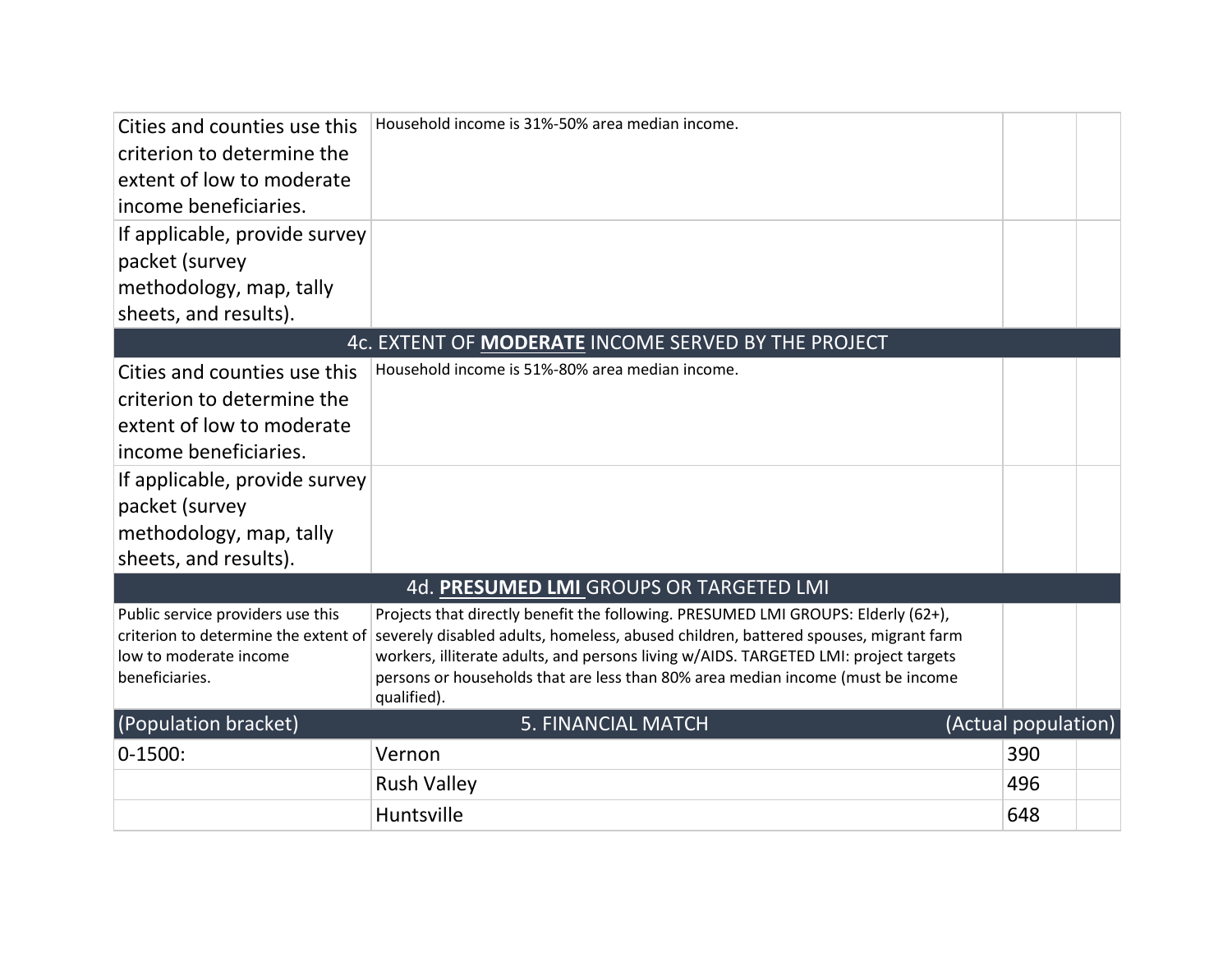| | | | |
|---|---|---|---|
| Cities and counties use this criterion to determine the extent of low to moderate income beneficiaries. | Household income is 31%-50% area median income. | | |
| If applicable, provide survey packet (survey methodology, map, tally sheets, and results). | | | |
| **4c. EXTENT OF MODERATE INCOME SERVED BY THE PROJECT** | | | |
| Cities and counties use this criterion to determine the extent of low to moderate income beneficiaries. | Household income is 51%-80% area median income. | | |
| If applicable, provide survey packet (survey methodology, map, tally sheets, and results). | | | |
| **4d. PRESUMED LMI GROUPS OR TARGETED LMI** | | | |
| Public service providers use this criterion to determine the extent of low to moderate income beneficiaries. | Projects that directly benefit the following. PRESUMED LMI GROUPS: Elderly (62+), severely disabled adults, homeless, abused children, battered spouses, migrant farm workers, illiterate adults, and persons living w/AIDS. TARGETED LMI: project targets persons or households that are less than 80% area median income (must be income qualified). | | |
| **(Population bracket)** | **5. FINANCIAL MATCH** | **(Actual population)** | |
| 0-1500: | Vernon | 390 | |
| | Rush Valley | 496 | |
| | Huntsville | 648 | |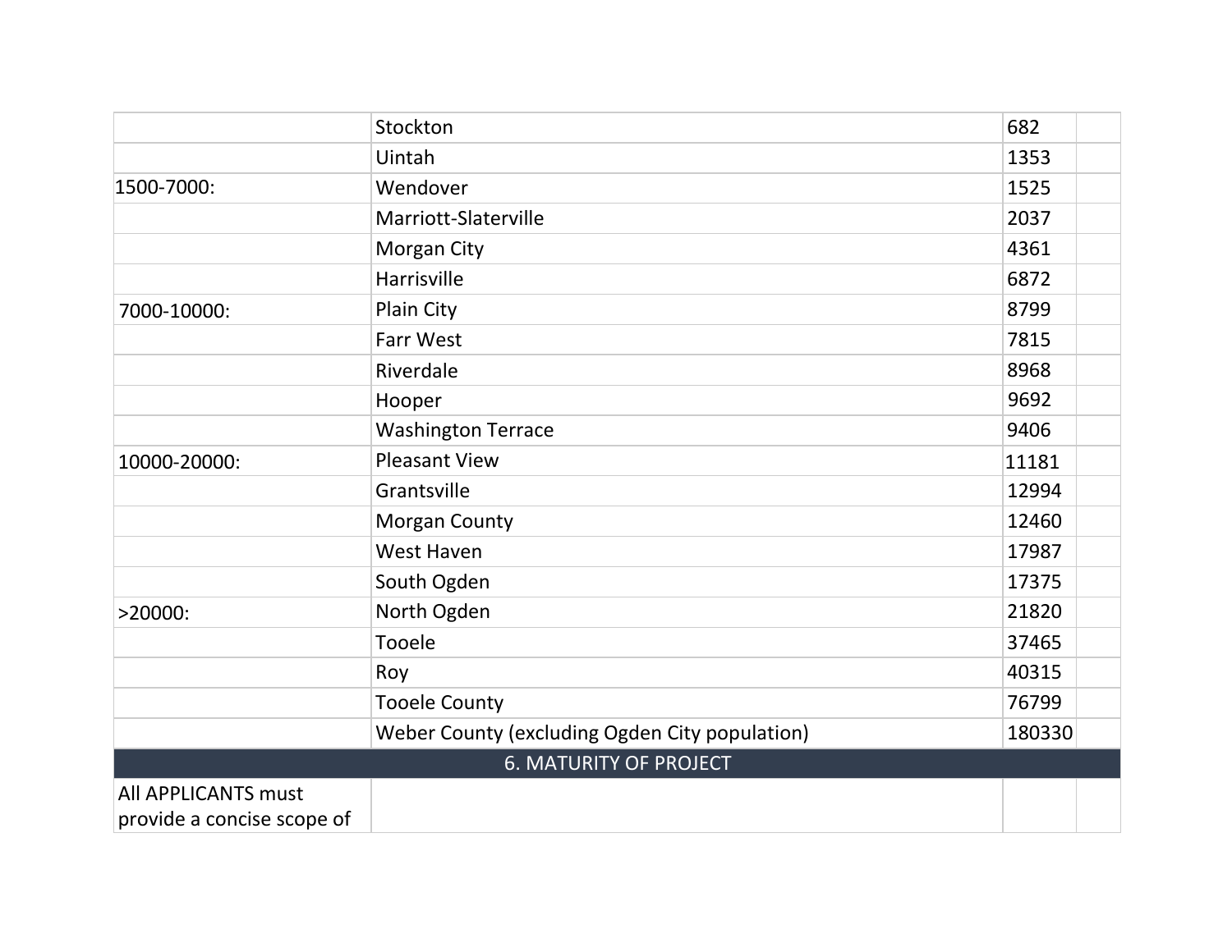| | | | |
|---|---|---|---|
| | Stockton | 682 | |
| | Uintah | 1353 | |
| 1500-7000: | Wendover | 1525 | |
| | Marriott-Slaterville | 2037 | |
| | Morgan City | 4361 | |
| | Harrisville | 6872 | |
| 7000-10000: | Plain City | 8799 | |
| | Farr West | 7815 | |
| | Riverdale | 8968 | |
| | Hooper | 9692 | |
| | Washington Terrace | 9406 | |
| 10000-20000: | Pleasant View | 11181 | |
| | Grantsville | 12994 | |
| | Morgan County | 12460 | |
| | West Haven | 17987 | |
| | South Ogden | 17375 | |
| >20000: | North Ogden | 21820 | |
| | Tooele | 37465 | |
| | Roy | 40315 | |
| | Tooele County | 76799 | |
| | Weber County (excluding Ogden City population) | 180330 | |
| 6. MATURITY OF PROJECT | | | |
| All APPLICANTS must provide a concise scope of | | | |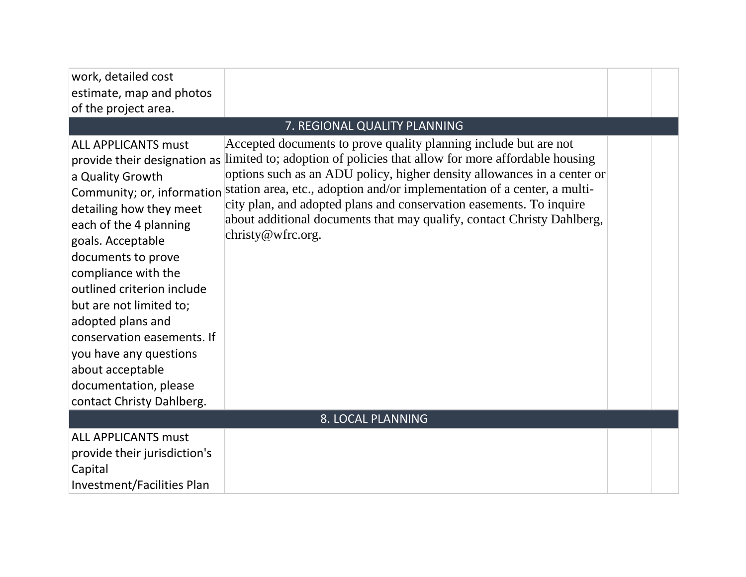| | | | |
|---|---|---|---|
| work, detailed cost estimate, map and photos of the project area. | | | |
| **7. REGIONAL QUALITY PLANNING** | | | |
| ALL APPLICANTS must provide their designation as a Quality Growth Community; or, information detailing how they meet each of the 4 planning goals. Acceptable documents to prove compliance with the outlined criterion include but are not limited to; adopted plans and conservation easements. If you have any questions about acceptable documentation, please contact Christy Dahlberg. | Accepted documents to prove quality planning include but are not limited to; adoption of policies that allow for more affordable housing options such as an ADU policy, higher density allowances in a center or station area, etc., adoption and/or implementation of a center, a multi-city plan, and adopted plans and conservation easements. To inquire about additional documents that may qualify, contact Christy Dahlberg, christy@wfrc.org. | | |
| **8. LOCAL PLANNING** | | | |
| ALL APPLICANTS must provide their jurisdiction's Capital Investment/Facilities Plan | | | |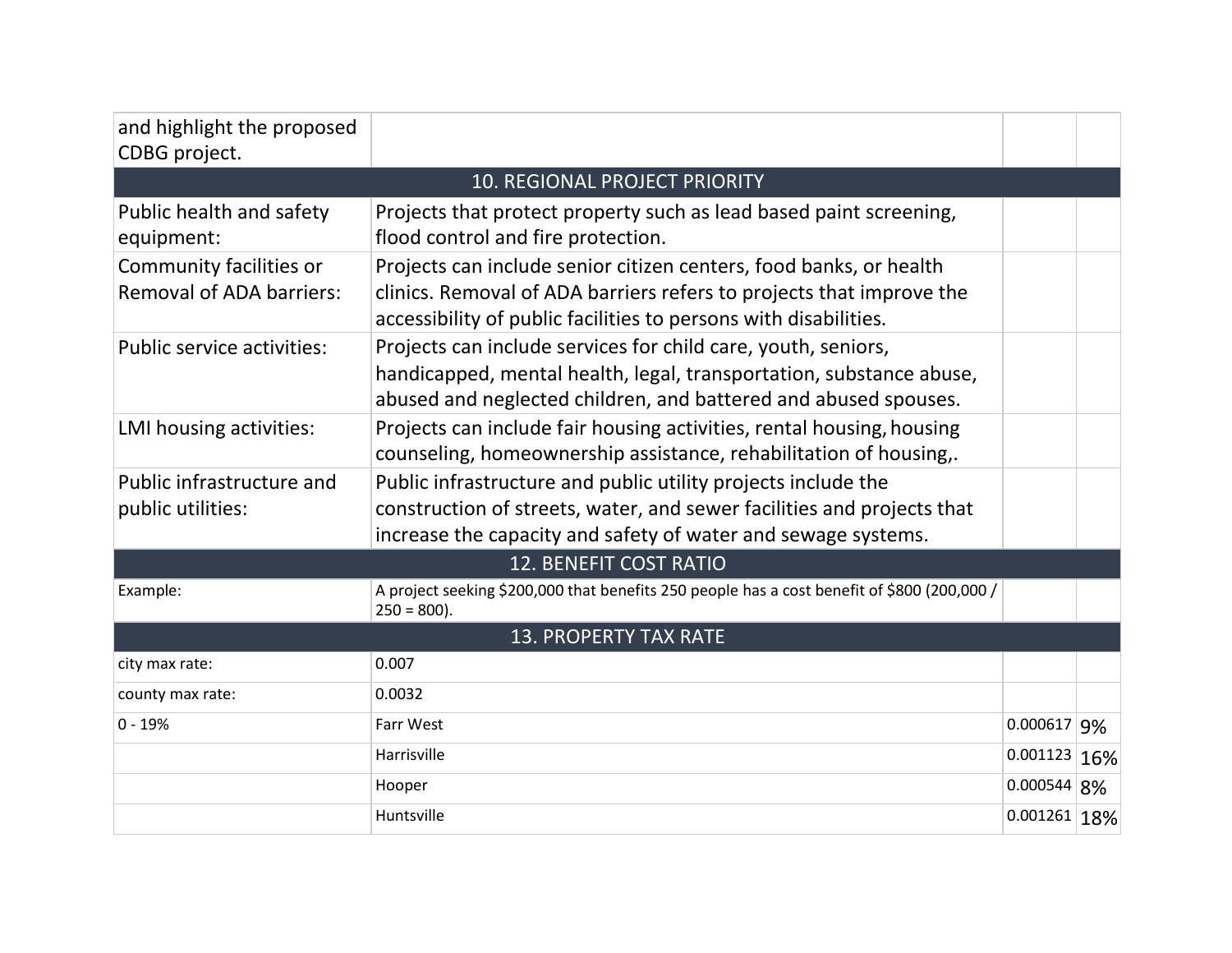| | | | |
|---|---|---|---|
| and highlight the proposed CDBG project. | | | |
| **10. REGIONAL PROJECT PRIORITY** | | | |
| Public health and safety equipment: | Projects that protect property such as lead based paint screening, flood control and fire protection. | | |
| Community facilities or Removal of ADA barriers: | Projects can include senior citizen centers, food banks, or health clinics. Removal of ADA barriers refers to projects that improve the accessibility of public facilities to persons with disabilities. | | |
| Public service activities: | Projects can include services for child care, youth, seniors, handicapped, mental health, legal, transportation, substance abuse, abused and neglected children, and battered and abused spouses. | | |
| LMI housing activities: | Projects can include fair housing activities, rental housing, housing counseling, homeownership assistance, rehabilitation of housing,. | | |
| Public infrastructure and public utilities: | Public infrastructure and public utility projects include the construction of streets, water, and sewer facilities and projects that increase the capacity and safety of water and sewage systems. | | |
| **12. BENEFIT COST RATIO** | | | |
| Example: | A project seeking $200,000 that benefits 250 people has a cost benefit of $800 (200,000 / 250 = 800). | | |
| **13. PROPERTY TAX RATE** | | | |
| city max rate: | 0.007 | | |
| county max rate: | 0.0032 | | |
| 0 - 19% | Farr West | 0.000617 | 9% |
| | Harrisville | 0.001123 | 16% |
| | Hooper | 0.000544 | 8% |
| | Huntsville | 0.001261 | 18% |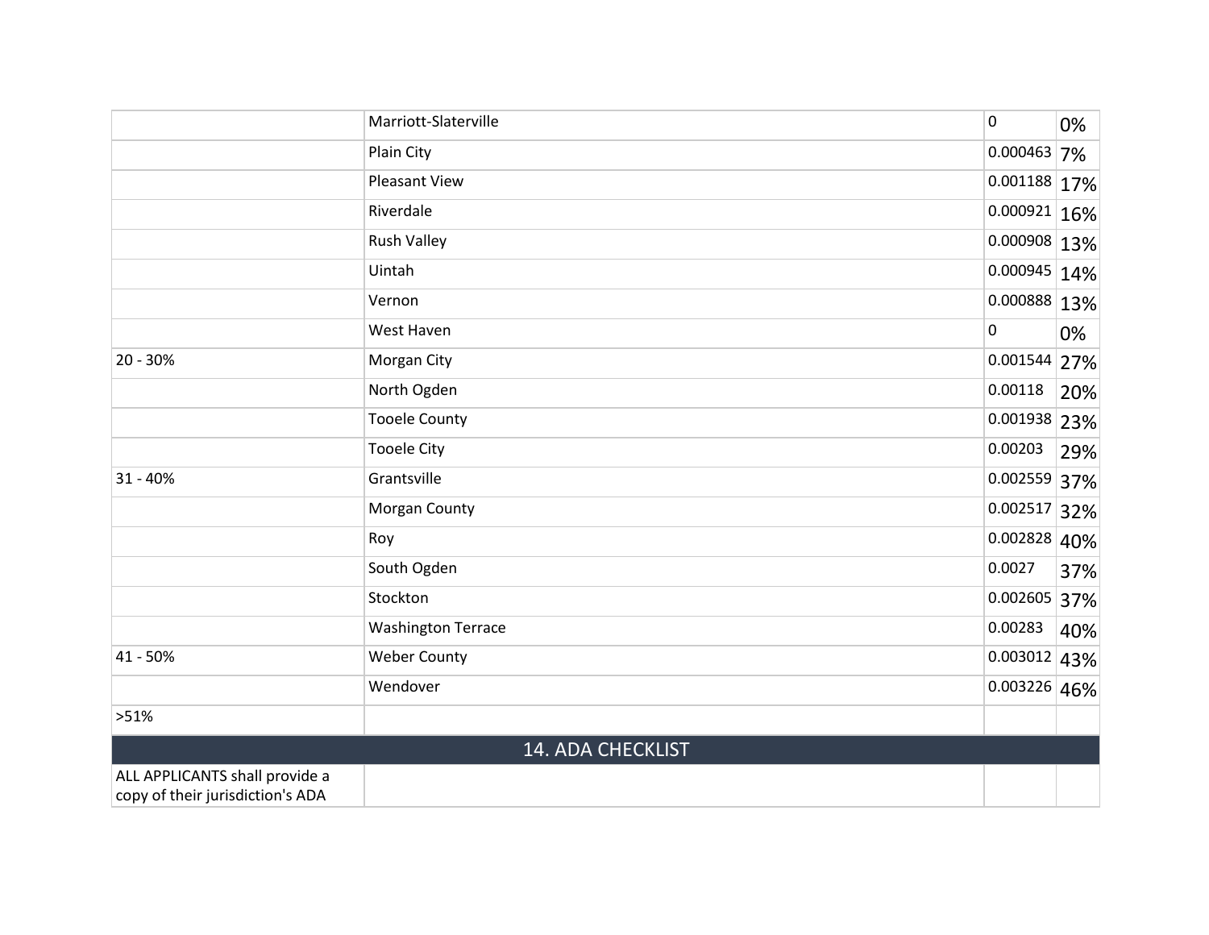| | | | |
|---|---|---|---|
| | Marriott-Slaterville | 0 | 0% |
| | Plain City | 0.000463 | 7% |
| | Pleasant View | 0.001188 | 17% |
| | Riverdale | 0.000921 | 16% |
| | Rush Valley | 0.000908 | 13% |
| | Uintah | 0.000945 | 14% |
| | Vernon | 0.000888 | 13% |
| | West Haven | 0 | 0% |
| 20 - 30% | Morgan City | 0.001544 | 27% |
| | North Ogden | 0.00118 | 20% |
| | Tooele County | 0.001938 | 23% |
| | Tooele City | 0.00203 | 29% |
| 31 - 40% | Grantsville | 0.002559 | 37% |
| | Morgan County | 0.002517 | 32% |
| | Roy | 0.002828 | 40% |
| | South Ogden | 0.0027 | 37% |
| | Stockton | 0.002605 | 37% |
| | Washington Terrace | 0.00283 | 40% |
| 41 - 50% | Weber County | 0.003012 | 43% |
| | Wendover | 0.003226 | 46% |
| >51% | | | |

## 14. ADA CHECKLIST

| | | | |
|---|---|---|---|
| ALL APPLICANTS shall provide a copy of their jurisdiction's ADA | | | |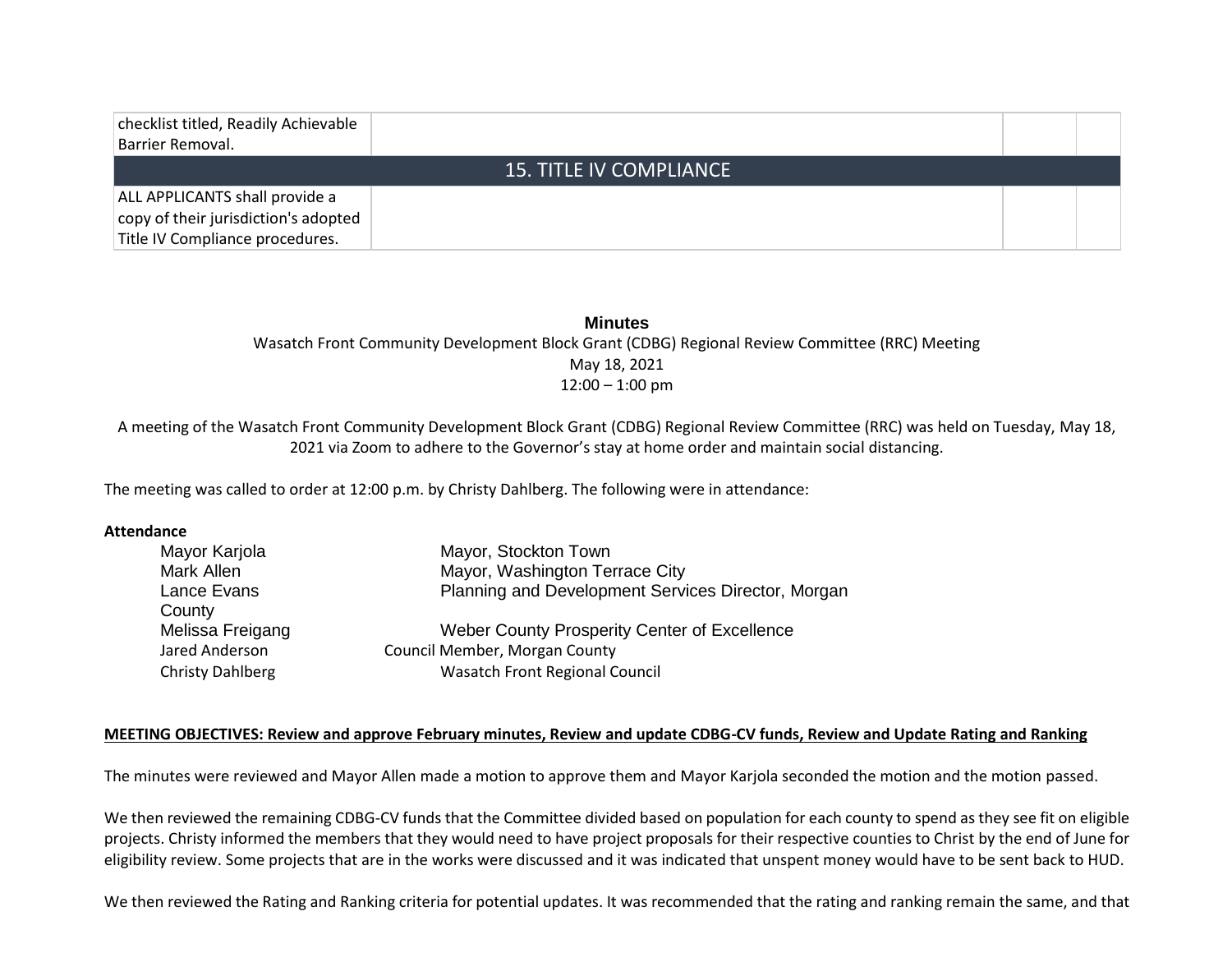| checklist titled, Readily Achievable Barrier Removal. | | | |
|---|---|---|---|
| **15. TITLE IV COMPLIANCE** | | | |
| ALL APPLICANTS shall provide a copy of their jurisdiction's adopted Title IV Compliance procedures. | | | |

**Minutes**

Wasatch Front Community Development Block Grant (CDBG) Regional Review Committee (RRC) Meeting
May 18, 2021
12:00 – 1:00 pm

A meeting of the Wasatch Front Community Development Block Grant (CDBG) Regional Review Committee (RRC) was held on Tuesday, May 18, 2021 via Zoom to adhere to the Governor's stay at home order and maintain social distancing.

The meeting was called to order at 12:00 p.m. by Christy Dahlberg. The following were in attendance:

**Attendance**

| | |
|---|---|
| Mayor Karjola | Mayor, Stockton Town |
| Mark Allen | Mayor, Washington Terrace City |
| Lance Evans | Planning and Development Services Director, Morgan County |
| Melissa Freigang | Weber County Prosperity Center of Excellence |
| Jared Anderson | Council Member, Morgan County |
| Christy Dahlberg | Wasatch Front Regional Council |

**MEETING OBJECTIVES: Review and approve February minutes, Review and update CDBG-CV funds, Review and Update Rating and Ranking**

The minutes were reviewed and Mayor Allen made a motion to approve them and Mayor Karjola seconded the motion and the motion passed.

We then reviewed the remaining CDBG-CV funds that the Committee divided based on population for each county to spend as they see fit on eligible projects. Christy informed the members that they would need to have project proposals for their respective counties to Christ by the end of June for eligibility review. Some projects that are in the works were discussed and it was indicated that unspent money would have to be sent back to HUD.

We then reviewed the Rating and Ranking criteria for potential updates. It was recommended that the rating and ranking remain the same, and that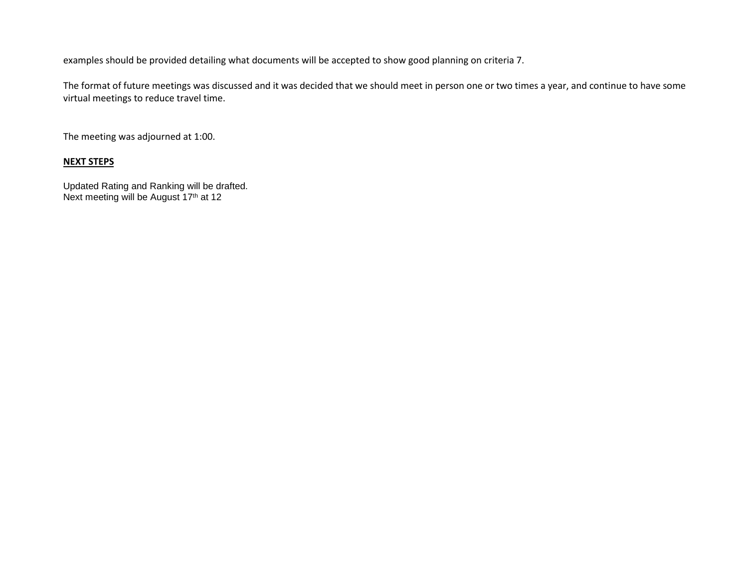examples should be provided detailing what documents will be accepted to show good planning on criteria 7.

The format of future meetings was discussed and it was decided that we should meet in person one or two times a year, and continue to have some virtual meetings to reduce travel time.

The meeting was adjourned at 1:00.

**NEXT STEPS**

Updated Rating and Ranking will be drafted.
Next meeting will be August 17th at 12